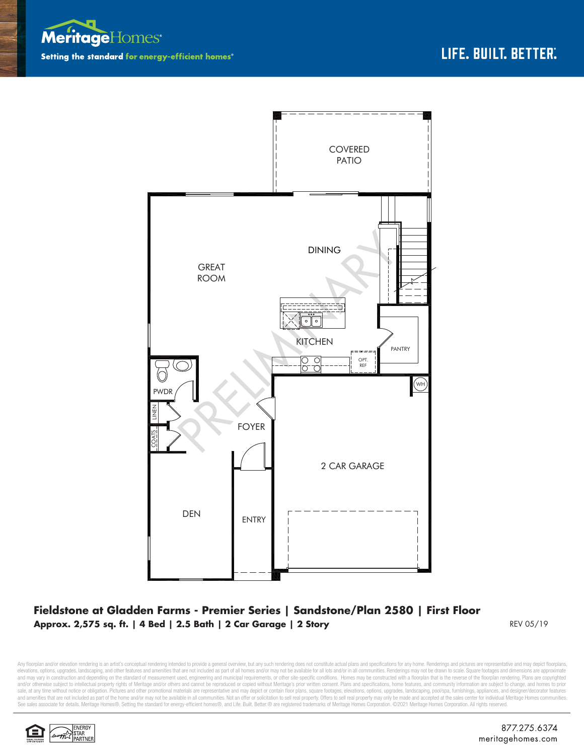**Meritage Homes**

**Setting the standard for energy-efficient homes®**

LIFE. BUILT. BETTER.®

COVERED PATIO

GREAT ROOM

DINING

KITCHEN

PANTRY

OPT. REF

PWDR

LINEN

COATS

FOYER

WH

2 CAR GARAGE

DEN

ENTRY

PRELIMINARY

## Fieldstone at Gladden Farms - Premier Series | Sandstone/Plan 2580 | First Floor

**Approx. 2,575 sq. ft. | 4 Bed | 2.5 Bath | 2 Car Garage | 2 Story**

REV 05/19

Any floorplan and/or elevation rendering is an artist's conceptual rendering intended to provide a general overview, but any such rendering does not constitute actual plans and specifications for any home. Renderings and pictures are representative and may depict floorplans, elevations, options, upgrades, landscaping, and other features and amenities that are not included as part of all homes and/or may not be available for all lots and/or in all communities. Renderings may not be drawn to scale. Square footages and dimensions are approximate and may vary in construction and depending on the standard of measurement used, engineering and municipal requirements, or other site-specific conditions. Homes may be constructed with a floorplan that is the reverse of the floorplan rendering. Plans are copyrighted and/or otherwise subject to intellectual property rights of Meritage and/or others and cannot be reproduced or copied without Meritage's prior written consent. Plans and specifications, home features, and community information are subject to change, and homes to prior sale, at any time without notice or obligation. Pictures and other promotional materials are representative and may depict or contain floor plans, square footages, elevations, options, upgrades, landscaping, pool/spa, furnishings, appliances, and designer/decorator features and amenities that are not included as part of the home and/or may not be available in all communities. Not an offer or solicitation to sell real property. Offers to sell real property may only be made and accepted at the sales center for individual Meritage Homes communities. See sales associate for details. Meritage Homes®, Setting the standard for energy-efficient homes®, and Life. Built. Better.® are registered trademarks of Meritage Homes Corporation. ©2021 Meritage Homes Corporation. All rights reserved.

EQUAL HOUSING OPPORTUNITY | ENERGY STAR PARTNER

877.275.6374
meritagehomes.com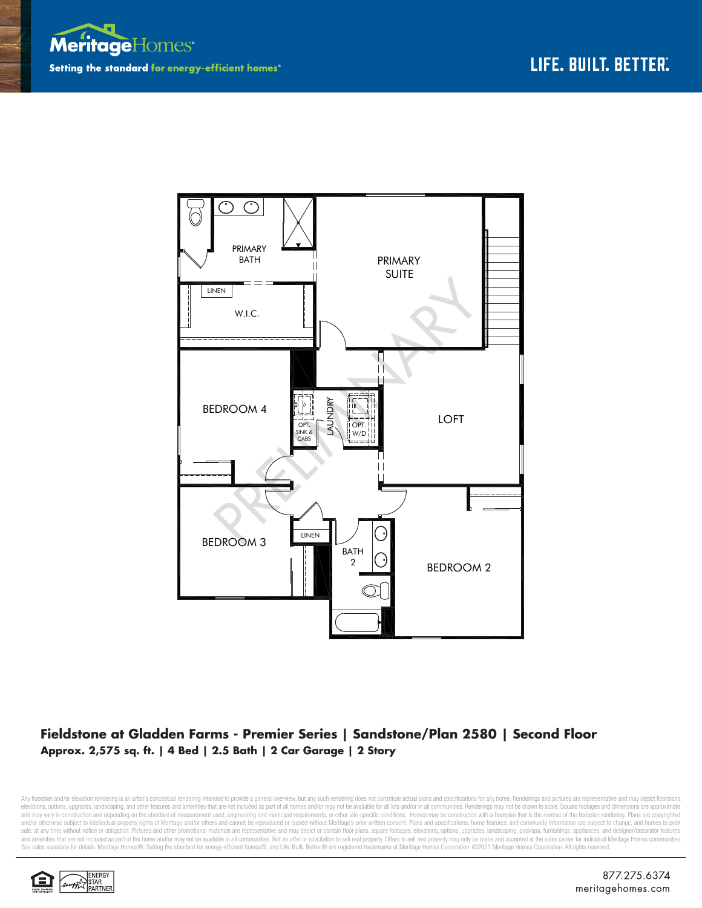Meritage Homes

Setting the standard for energy-efficient homes®

LIFE. BUILT. BETTER.®

PRIMARY BATH

LINEN

W.I.C.

PRIMARY SUITE

BEDROOM 4

OPT. SINK & CABS

LAUNDRY

OPT. W/D

LOFT

BEDROOM 3

LINEN

BATH 2

BEDROOM 2

PRELIMINARY

## Fieldstone at Gladden Farms - Premier Series | Sandstone/Plan 2580 | Second Floor

**Approx. 2,575 sq. ft. | 4 Bed | 2.5 Bath | 2 Car Garage | 2 Story**

Any floorplan and/or elevation rendering is an artist's conceptual rendering intended to provide a general overview, but any such rendering does not constitute actual plans and specifications for any home. Renderings and pictures are representative and may depict floorplans, elevations, options, upgrades, landscaping, and other features and amenities that are not included as part of all homes and/or may not be available for all lots and/or in all communities. Renderings may not be drawn to scale. Square footages and dimensions are approximate and may vary in construction and depending on the standard of measurement used, engineering and municipal requirements, or other site-specific conditions. Homes may be constructed with a floorplan that is the reverse of the floorplan rendering. Plans are copyrighted and/or otherwise subject to intellectual property rights of Meritage and/or others and cannot be reproduced or copied without Meritage's prior written consent. Plans and specifications, home features, and community information are subject to change, and homes to prior sale, at any time without notice or obligation. Pictures and other promotional materials are representative and may depict or contain floor plans, square footages, elevations, options, upgrades, landscaping, pool/spa, furnishings, appliances, and designer/decorator features and amenities that are not included as part of the home and/or may not be available in all communities. Not an offer or solicitation to sell real property. Offers to sell real property may only be made and accepted at the sales center for individual Meritage Homes communities. See sales associate for details. Meritage Homes®, Setting the standard for energy-efficient homes®, and Life. Built. Better.® are registered trademarks of Meritage Homes Corporation. ©2021 Meritage Homes Corporation. All rights reserved.

ENERGY STAR PARTNER

877.275.6374
meritagehomes.com